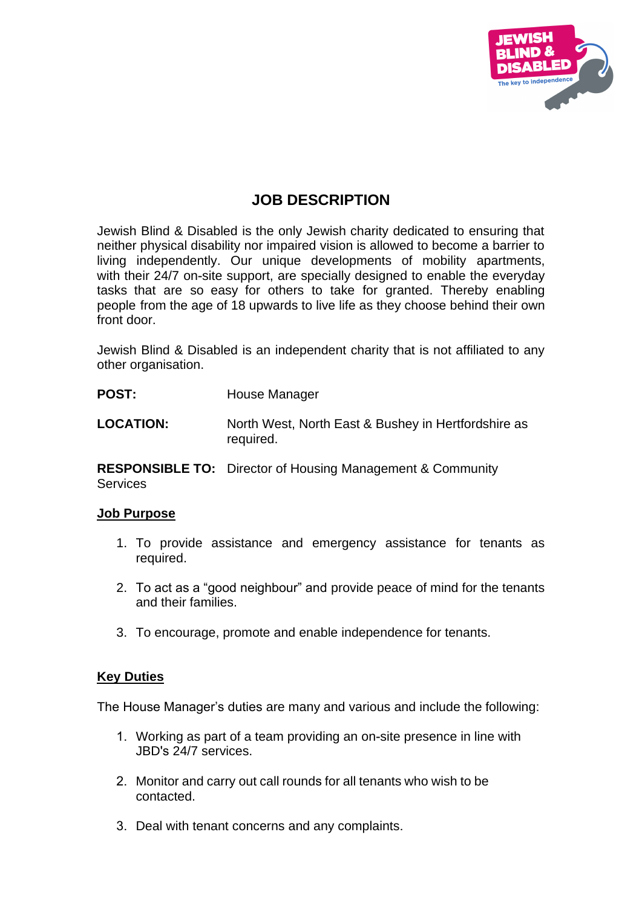# JOB DESCRIPTION

Jewish Blind & Disabled is the only Jewish charity dedicated to ensuring that neither physical disability nor impaired vision is allowed to become a barrier to living independently. Our unique developments of mobility apartments, with their 24/7 on-site support, are specially designed to enable the everyday tasks that are so easy for others to take for granted. Thereby enabling people from the age of 18 upwards to live life as they choose behind their own front door.

Jewish Blind & Disabled is an independent charity that is not affiliated to any other organisation.

**POST:** House Manager

**LOCATION:** North West, North East & Bushey in Hertfordshire as required.

**RESPONSIBLE TO:** Director of Housing Management & Community Services

## Job Purpose

1. To provide assistance and emergency assistance for tenants as required.
2. To act as a "good neighbour" and provide peace of mind for the tenants and their families.
3. To encourage, promote and enable independence for tenants.

## Key Duties

The House Manager's duties are many and various and include the following:

1. Working as part of a team providing an on-site presence in line with JBD's 24/7 services.
2. Monitor and carry out call rounds for all tenants who wish to be contacted.
3. Deal with tenant concerns and any complaints.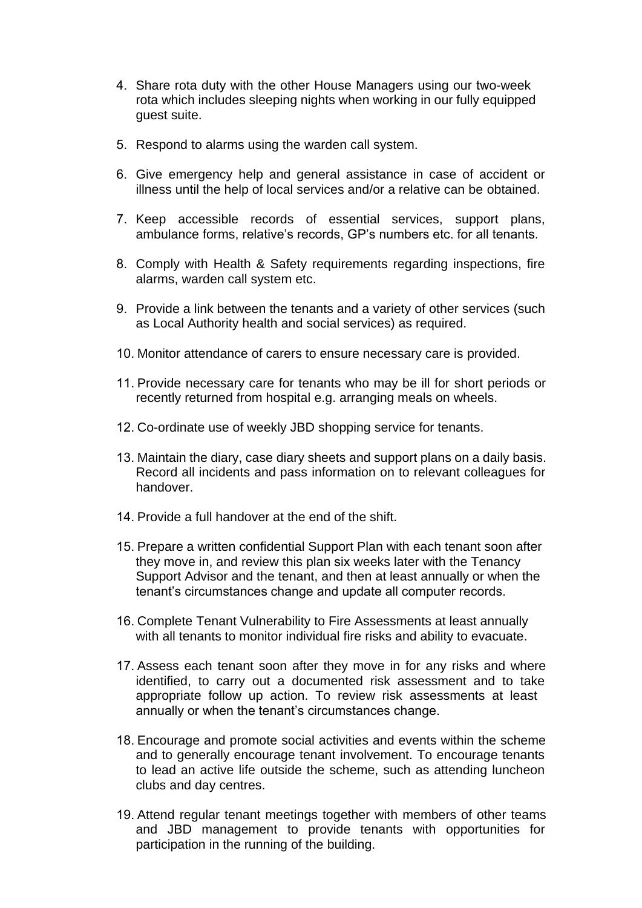4. Share rota duty with the other House Managers using our two-week rota which includes sleeping nights when working in our fully equipped guest suite.

5. Respond to alarms using the warden call system.

6. Give emergency help and general assistance in case of accident or illness until the help of local services and/or a relative can be obtained.

7. Keep accessible records of essential services, support plans, ambulance forms, relative's records, GP's numbers etc. for all tenants.

8. Comply with Health & Safety requirements regarding inspections, fire alarms, warden call system etc.

9. Provide a link between the tenants and a variety of other services (such as Local Authority health and social services) as required.

10. Monitor attendance of carers to ensure necessary care is provided.

11. Provide necessary care for tenants who may be ill for short periods or recently returned from hospital e.g. arranging meals on wheels.

12. Co-ordinate use of weekly JBD shopping service for tenants.

13. Maintain the diary, case diary sheets and support plans on a daily basis. Record all incidents and pass information on to relevant colleagues for handover.

14. Provide a full handover at the end of the shift.

15. Prepare a written confidential Support Plan with each tenant soon after they move in, and review this plan six weeks later with the Tenancy Support Advisor and the tenant, and then at least annually or when the tenant's circumstances change and update all computer records.

16. Complete Tenant Vulnerability to Fire Assessments at least annually with all tenants to monitor individual fire risks and ability to evacuate.

17. Assess each tenant soon after they move in for any risks and where identified, to carry out a documented risk assessment and to take appropriate follow up action. To review risk assessments at least annually or when the tenant's circumstances change.

18. Encourage and promote social activities and events within the scheme and to generally encourage tenant involvement. To encourage tenants to lead an active life outside the scheme, such as attending luncheon clubs and day centres.

19. Attend regular tenant meetings together with members of other teams and JBD management to provide tenants with opportunities for participation in the running of the building.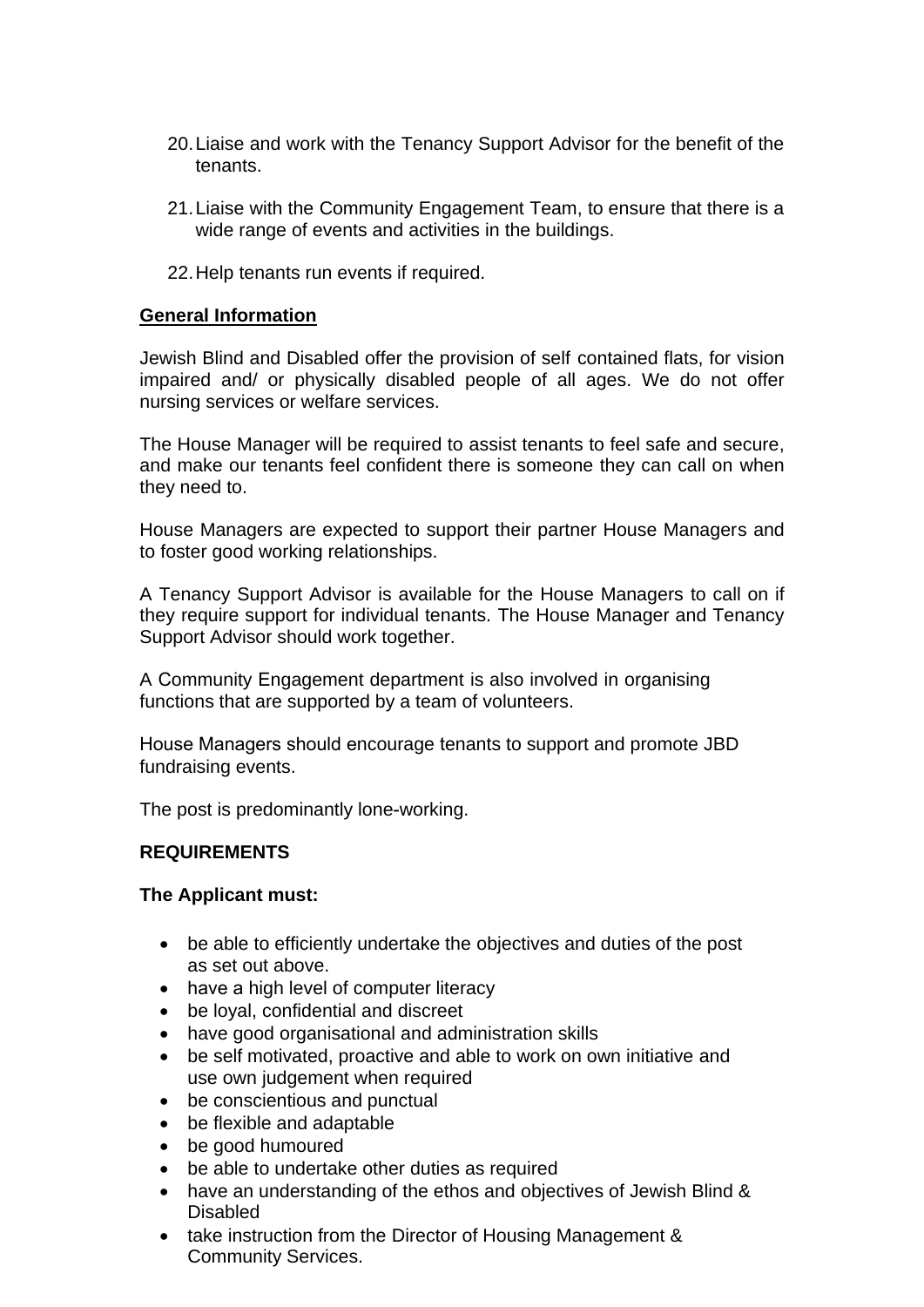20. Liaise and work with the Tenancy Support Advisor for the benefit of the tenants.

21. Liaise with the Community Engagement Team, to ensure that there is a wide range of events and activities in the buildings.

22. Help tenants run events if required.

## General Information

Jewish Blind and Disabled offer the provision of self contained flats, for vision impaired and/ or physically disabled people of all ages. We do not offer nursing services or welfare services.

The House Manager will be required to assist tenants to feel safe and secure, and make our tenants feel confident there is someone they can call on when they need to.

House Managers are expected to support their partner House Managers and to foster good working relationships.

A Tenancy Support Advisor is available for the House Managers to call on if they require support for individual tenants. The House Manager and Tenancy Support Advisor should work together.

A Community Engagement department is also involved in organising functions that are supported by a team of volunteers.

House Managers should encourage tenants to support and promote JBD fundraising events.

The post is predominantly lone-working.

## REQUIREMENTS

**The Applicant must:**

- be able to efficiently undertake the objectives and duties of the post as set out above.
- have a high level of computer literacy
- be loyal, confidential and discreet
- have good organisational and administration skills
- be self motivated, proactive and able to work on own initiative and use own judgement when required
- be conscientious and punctual
- be flexible and adaptable
- be good humoured
- be able to undertake other duties as required
- have an understanding of the ethos and objectives of Jewish Blind & Disabled
- take instruction from the Director of Housing Management & Community Services.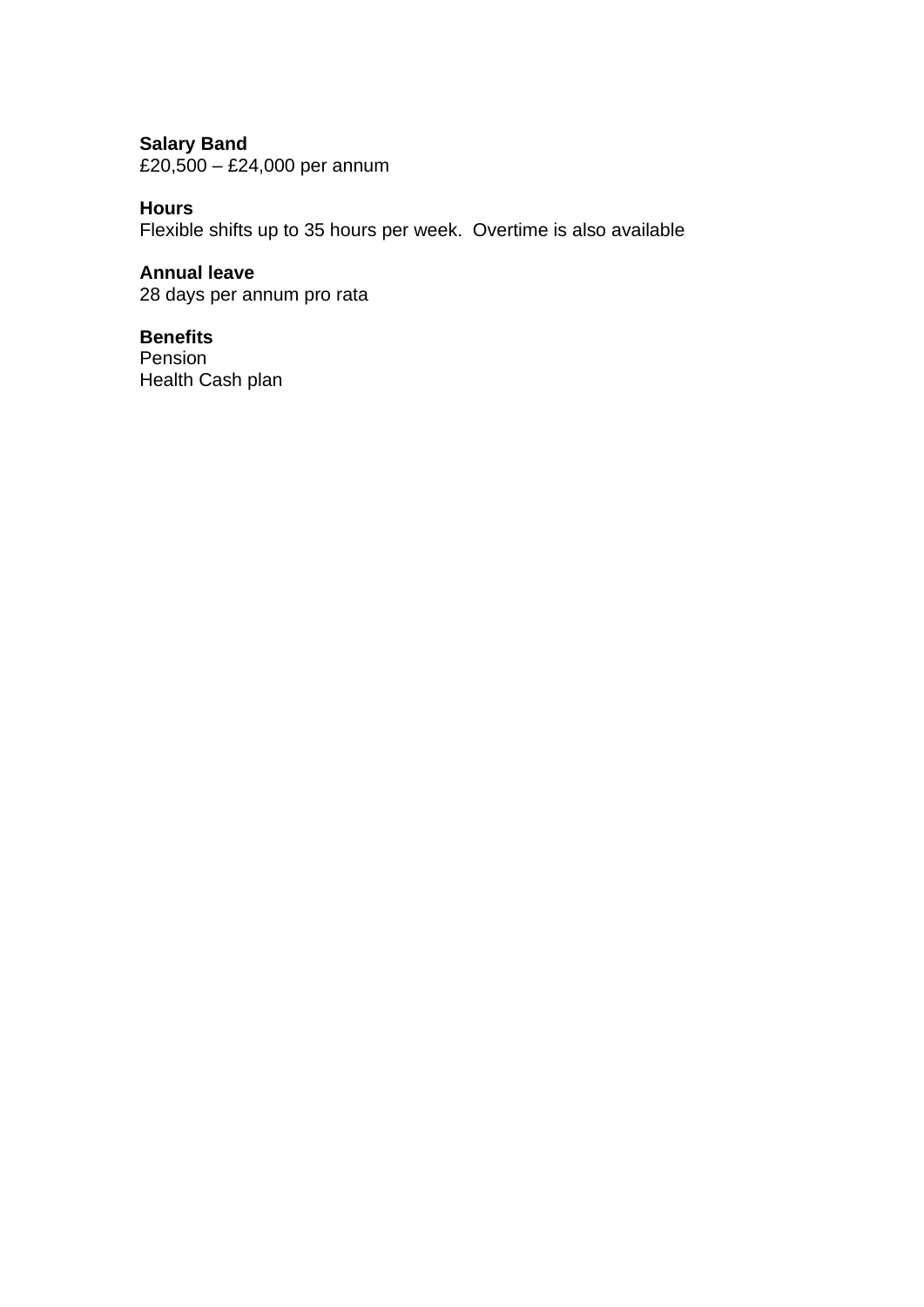**Salary Band**
£20,500 – £24,000 per annum

**Hours**
Flexible shifts up to 35 hours per week.  Overtime is also available

**Annual leave**
28 days per annum pro rata

**Benefits**
Pension
Health Cash plan